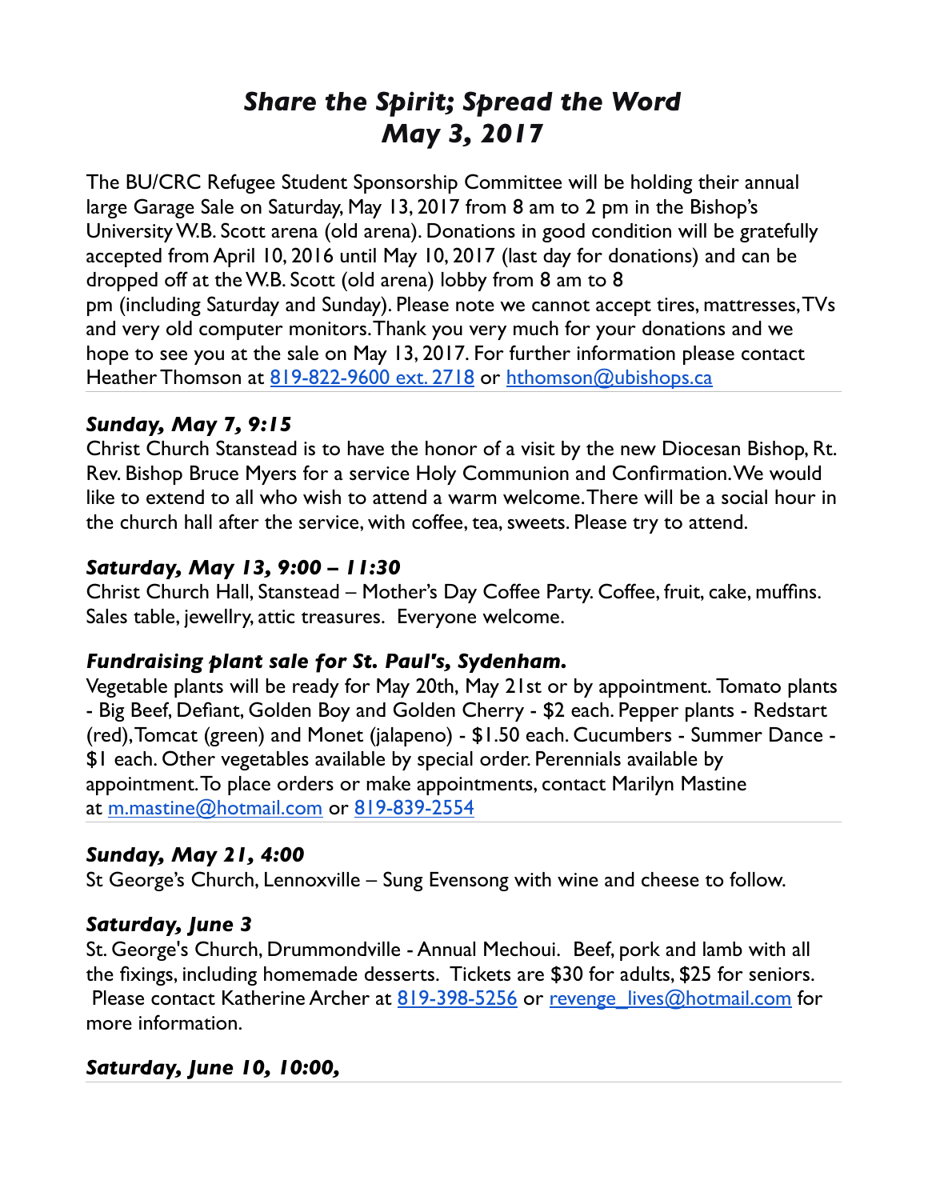# *Share the Spirit; Spread the Word*
# *May 3, 2017*

The BU/CRC Refugee Student Sponsorship Committee will be holding their annual large Garage Sale on Saturday, May 13, 2017 from 8 am to 2 pm in the Bishop's University W.B. Scott arena (old arena). Donations in good condition will be gratefully accepted from April 10, 2016 until May 10, 2017 (last day for donations) and can be dropped off at the W.B. Scott (old arena) lobby from 8 am to 8 pm (including Saturday and Sunday). Please note we cannot accept tires, mattresses, TVs and very old computer monitors. Thank you very much for your donations and we hope to see you at the sale on May 13, 2017. For further information please contact Heather Thomson at 819-822-9600 ext. 2718 or hthomson@ubishops.ca

---

### *Sunday, May 7, 9:15*

Christ Church Stanstead is to have the honor of a visit by the new Diocesan Bishop, Rt. Rev. Bishop Bruce Myers for a service Holy Communion and Confirmation. We would like to extend to all who wish to attend a warm welcome. There will be a social hour in the church hall after the service, with coffee, tea, sweets. Please try to attend.

### *Saturday, May 13, 9:00 – 11:30*

Christ Church Hall, Stanstead – Mother's Day Coffee Party. Coffee, fruit, cake, muffins. Sales table, jewellry, attic treasures. Everyone welcome.

### *Fundraising plant sale for St. Paul's, Sydenham.*

Vegetable plants will be ready for May 20th, May 21st or by appointment. Tomato plants - Big Beef, Defiant, Golden Boy and Golden Cherry - $2 each. Pepper plants - Redstart (red), Tomcat (green) and Monet (jalapeno) - $1.50 each. Cucumbers - Summer Dance - $1 each. Other vegetables available by special order. Perennials available by appointment. To place orders or make appointments, contact Marilyn Mastine at m.mastine@hotmail.com or 819-839-2554

---

### *Sunday, May 21, 4:00*

St George's Church, Lennoxville – Sung Evensong with wine and cheese to follow.

### *Saturday, June 3*

St. George's Church, Drummondville - Annual Mechoui. Beef, pork and lamb with all the fixings, including homemade desserts. Tickets are $30 for adults, $25 for seniors. Please contact Katherine Archer at 819-398-5256 or revenge_lives@hotmail.com for more information.

### *Saturday, June 10, 10:00,*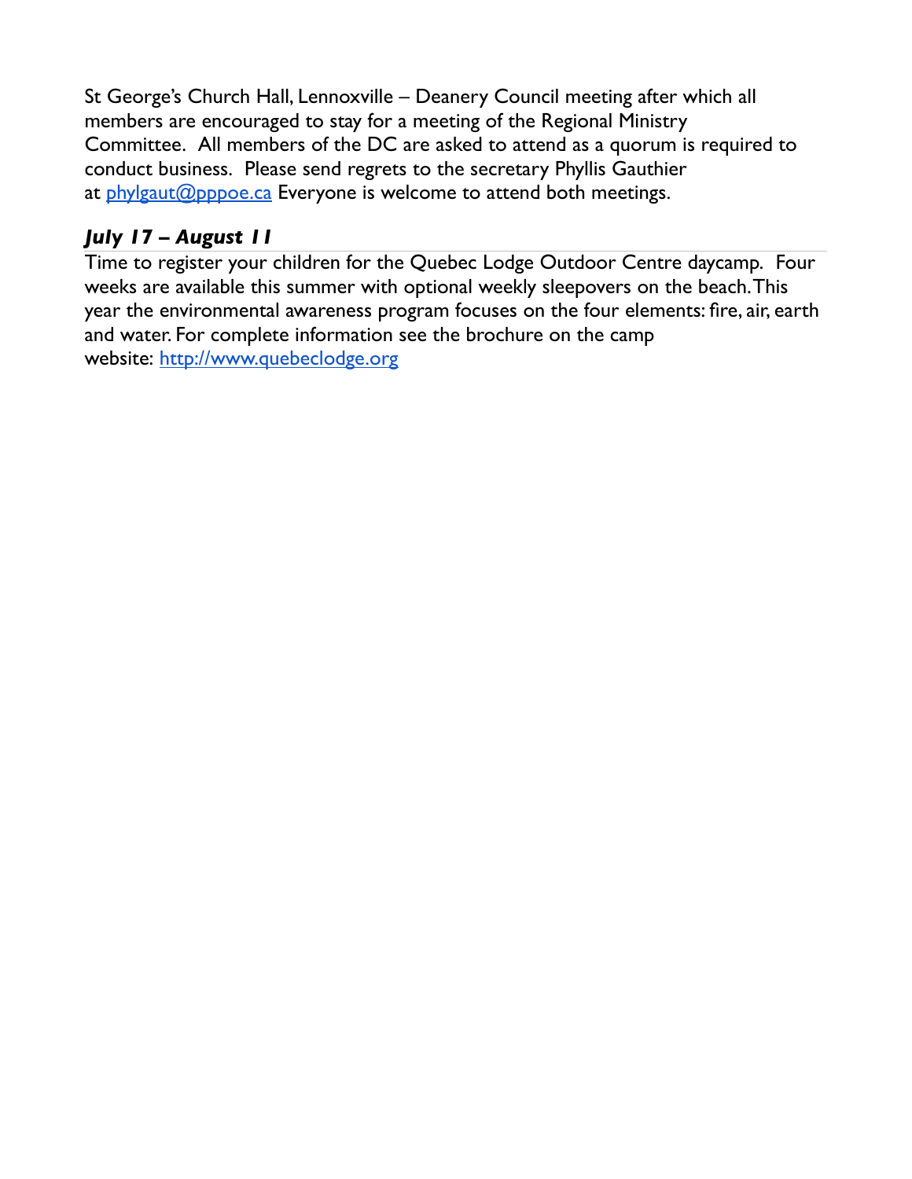St George's Church Hall, Lennoxville – Deanery Council meeting after which all members are encouraged to stay for a meeting of the Regional Ministry Committee. All members of the DC are asked to attend as a quorum is required to conduct business. Please send regrets to the secretary Phyllis Gauthier at phylgaut@pppoe.ca Everyone is welcome to attend both meetings.

### *July 17 – August 11*

Time to register your children for the Quebec Lodge Outdoor Centre daycamp. Four weeks are available this summer with optional weekly sleepovers on the beach. This year the environmental awareness program focuses on the four elements: fire, air, earth and water. For complete information see the brochure on the camp website: http://www.quebeclodge.org